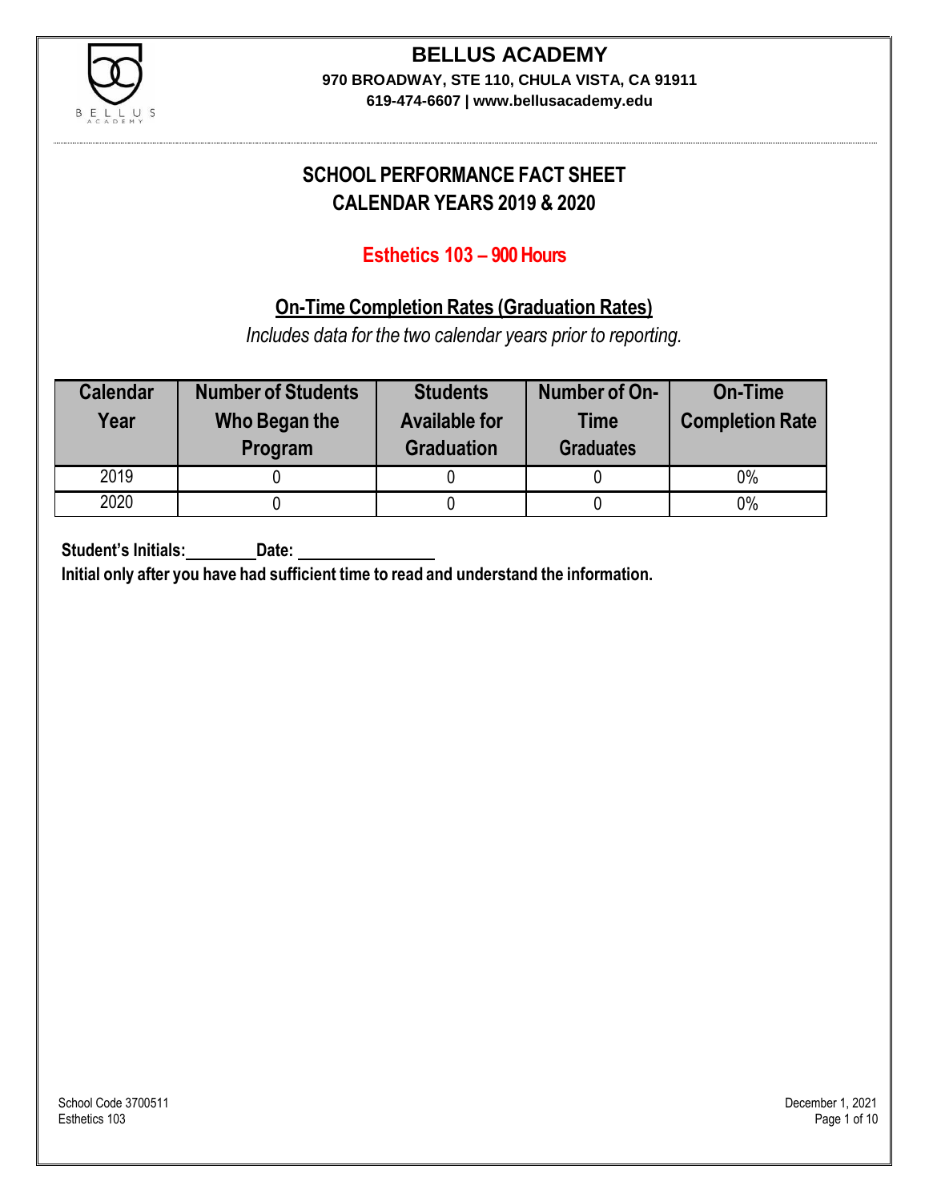# BELLUS ACADEMY

**970 BROADWAY, STE 110, CHULA VISTA, CA 91911**

**619-474-6607 | www.bellusacademy.edu**

## SCHOOL PERFORMANCE FACT SHEET
## CALENDAR YEARS 2019 & 2020

### Esthetics 103 – 900 Hours

### On-Time Completion Rates (Graduation Rates)

*Includes data for the two calendar years prior to reporting.*

| Calendar Year | Number of Students Who Began the Program | Students Available for Graduation | Number of On-Time Graduates | On-Time Completion Rate |
|---|---|---|---|---|
| 2019 | 0 | 0 | 0 | 0% |
| 2020 | 0 | 0 | 0 | 0% |

**Student's Initials:________ Date: ________________**

**Initial only after you have had sufficient time to read and understand the information.**

School Code 3700511
Esthetics 103

December 1, 2021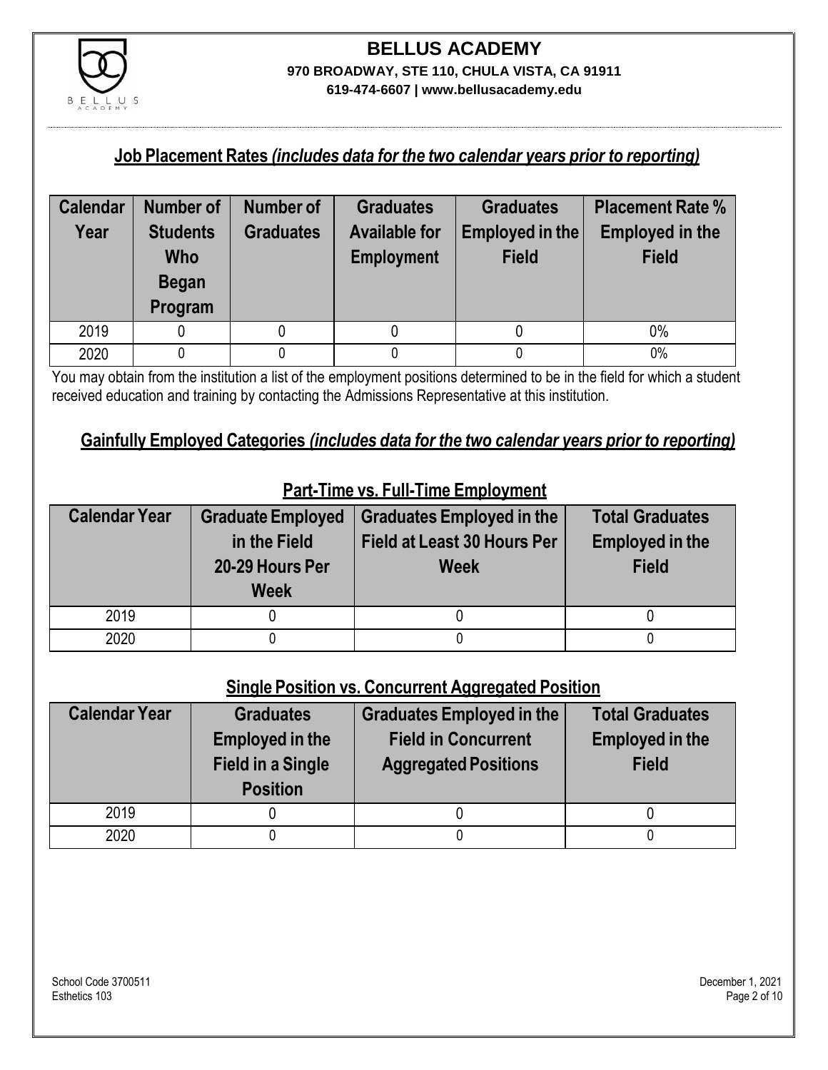## Job Placement Rates *(includes data for the two calendar years prior to reporting)*

| Calendar Year | Number of Students Who Began Program | Number of Graduates | Graduates Available for Employment | Graduates Employed in the Field | Placement Rate % Employed in the Field |
|---|---|---|---|---|---|
| 2019 | 0 | 0 | 0 | 0 | 0% |
| 2020 | 0 | 0 | 0 | 0 | 0% |

You may obtain from the institution a list of the employment positions determined to be in the field for which a student received education and training by contacting the Admissions Representative at this institution.

## Gainfully Employed Categories *(includes data for the two calendar years prior to reporting)*

### Part-Time vs. Full-Time Employment

| Calendar Year | Graduate Employed in the Field 20-29 Hours Per Week | Graduates Employed in the Field at Least 30 Hours Per Week | Total Graduates Employed in the Field |
|---|---|---|---|
| 2019 | 0 | 0 | 0 |
| 2020 | 0 | 0 | 0 |

### Single Position vs. Concurrent Aggregated Position

| Calendar Year | Graduates Employed in the Field in a Single Position | Graduates Employed in the Field in Concurrent Aggregated Positions | Total Graduates Employed in the Field |
|---|---|---|---|
| 2019 | 0 | 0 | 0 |
| 2020 | 0 | 0 | 0 |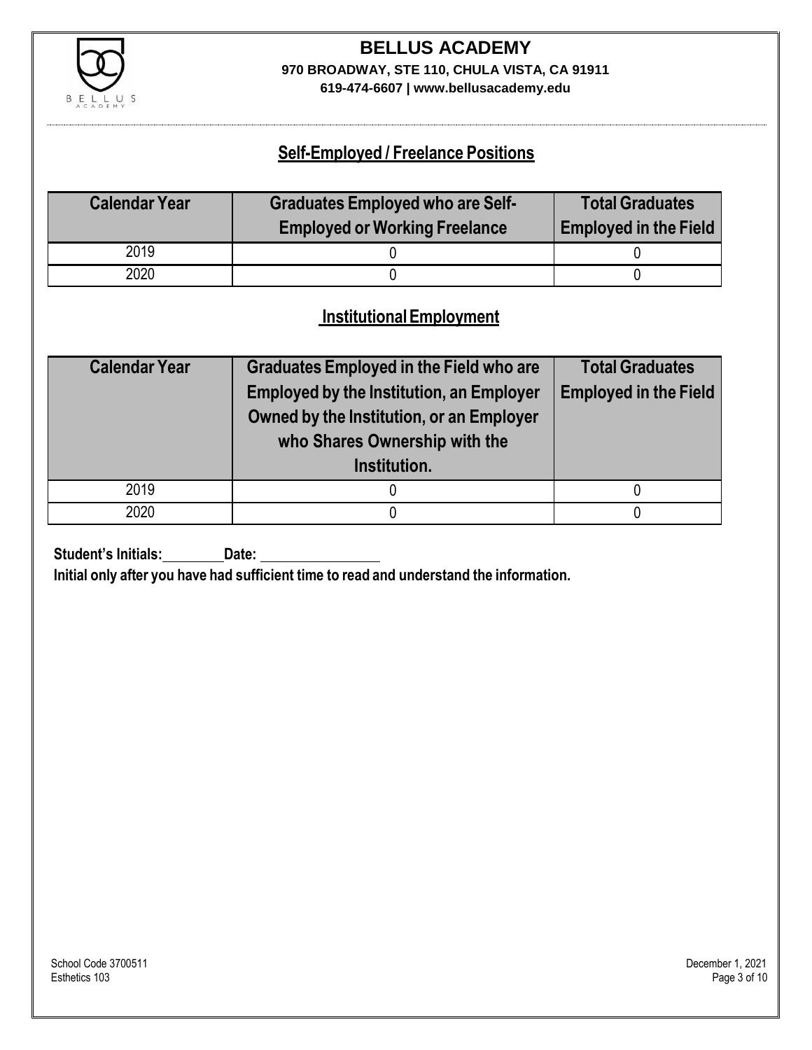## Self-Employed / Freelance Positions

| Calendar Year | Graduates Employed who are Self-Employed or Working Freelance | Total Graduates Employed in the Field |
|---|---|---|
| 2019 | 0 | 0 |
| 2020 | 0 | 0 |

## Institutional Employment

| Calendar Year | Graduates Employed in the Field who are Employed by the Institution, an Employer Owned by the Institution, or an Employer who Shares Ownership with the Institution. | Total Graduates Employed in the Field |
|---|---|---|
| 2019 | 0 | 0 |
| 2020 | 0 | 0 |

**Student's Initials:** ________ **Date:** ________________

**Initial only after you have had sufficient time to read and understand the information.**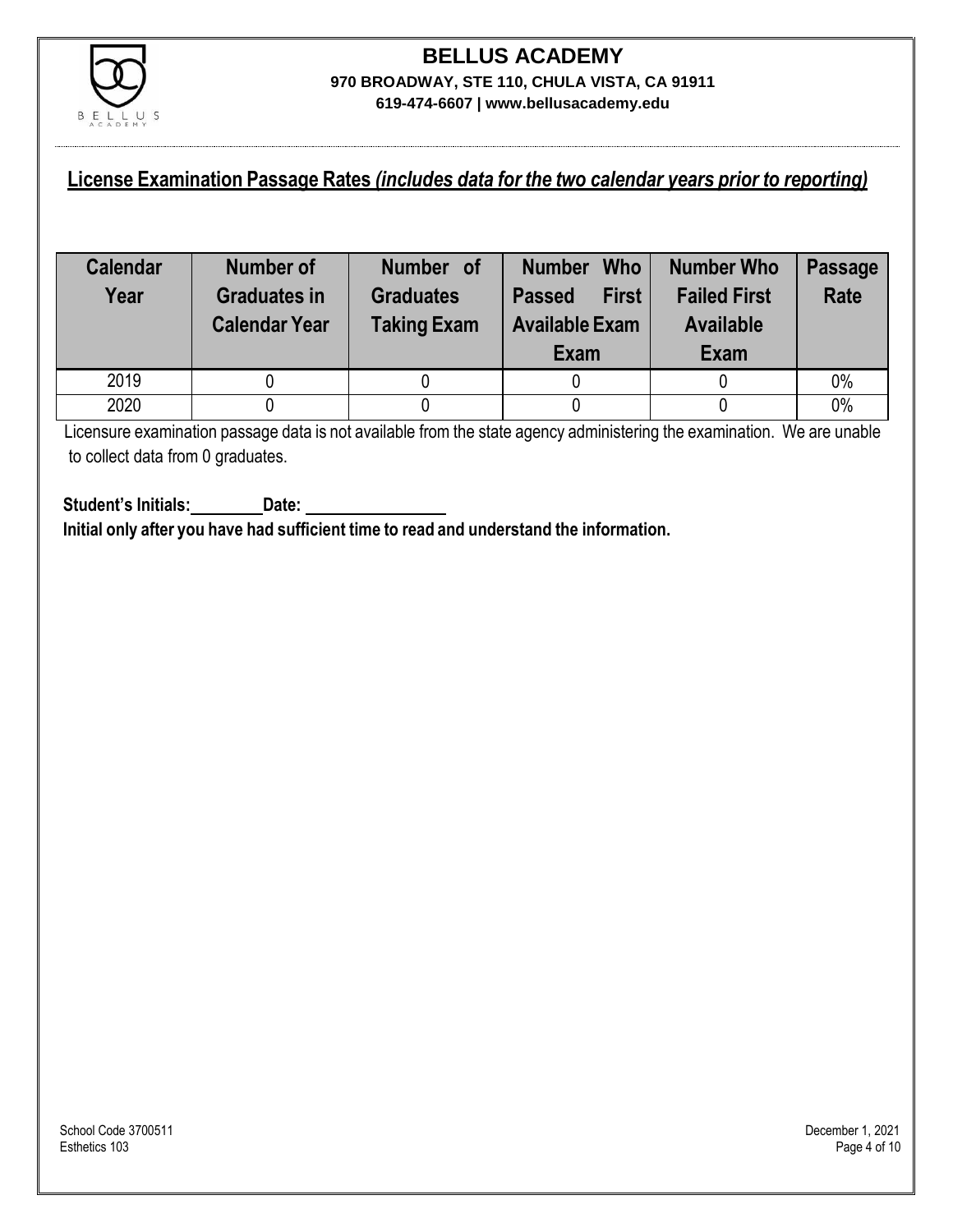# BELLUS ACADEMY

**970 BROADWAY, STE 110, CHULA VISTA, CA 91911**

**619-474-6607 | www.bellusacademy.edu**

## License Examination Passage Rates *(includes data for the two calendar years prior to reporting)*

| Calendar Year | Number of Graduates in Calendar Year | Number of Graduates Taking Exam | Number Who Passed First Available Exam | Number Who Failed First Available Exam | Passage Rate |
|---|---|---|---|---|---|
| 2019 | 0 | 0 | 0 | 0 | 0% |
| 2020 | 0 | 0 | 0 | 0 | 0% |

Licensure examination passage data is not available from the state agency administering the examination. We are unable to collect data from 0 graduates.

**Student's Initials:________ Date: ________________**

**Initial only after you have had sufficient time to read and understand the information.**

School Code 3700511
Esthetics 103

December 1, 2021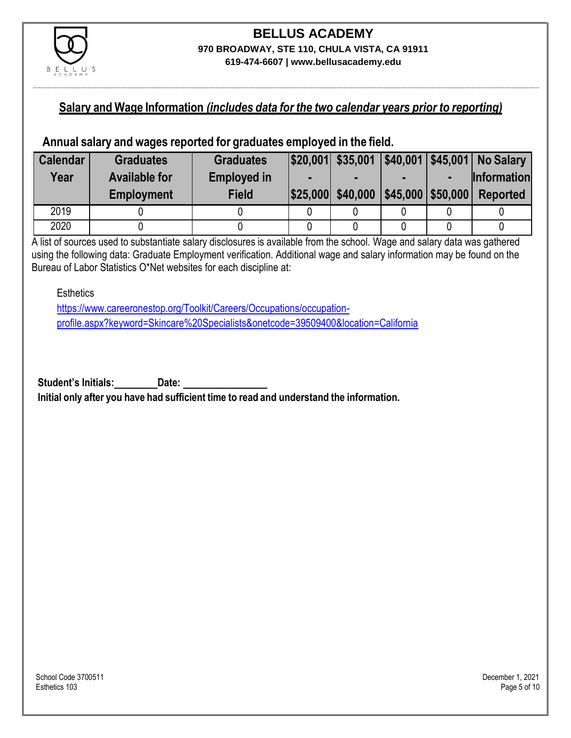# BELLUS ACADEMY

**970 BROADWAY, STE 110, CHULA VISTA, CA 91911**

**619-474-6607 | www.bellusacademy.edu**

## Salary and Wage Information *(includes data for the two calendar years prior to reporting)*

### Annual salary and wages reported for graduates employed in the field.

| Calendar Year | Graduates Available for Employment | Graduates Employed in Field | $20,001 - $25,000 | $35,001 - $40,000 | $40,001 - $45,000 | $45,001 - $50,000 | No Salary Information Reported |
|---|---|---|---|---|---|---|---|
| 2019 | 0 | 0 | 0 | 0 | 0 | 0 | 0 |
| 2020 | 0 | 0 | 0 | 0 | 0 | 0 | 0 |

A list of sources used to substantiate salary disclosures is available from the school. Wage and salary data was gathered using the following data: Graduate Employment verification. Additional wage and salary information may be found on the Bureau of Labor Statistics O*Net websites for each discipline at:

Esthetics
https://www.careeronestop.org/Toolkit/Careers/Occupations/occupation-profile.aspx?keyword=Skincare%20Specialists&onetcode=39509400&location=California

**Student's Initials:________ Date: ________________**

**Initial only after you have had sufficient time to read and understand the information.**

School Code 3700511
Esthetics 103

December 1, 2021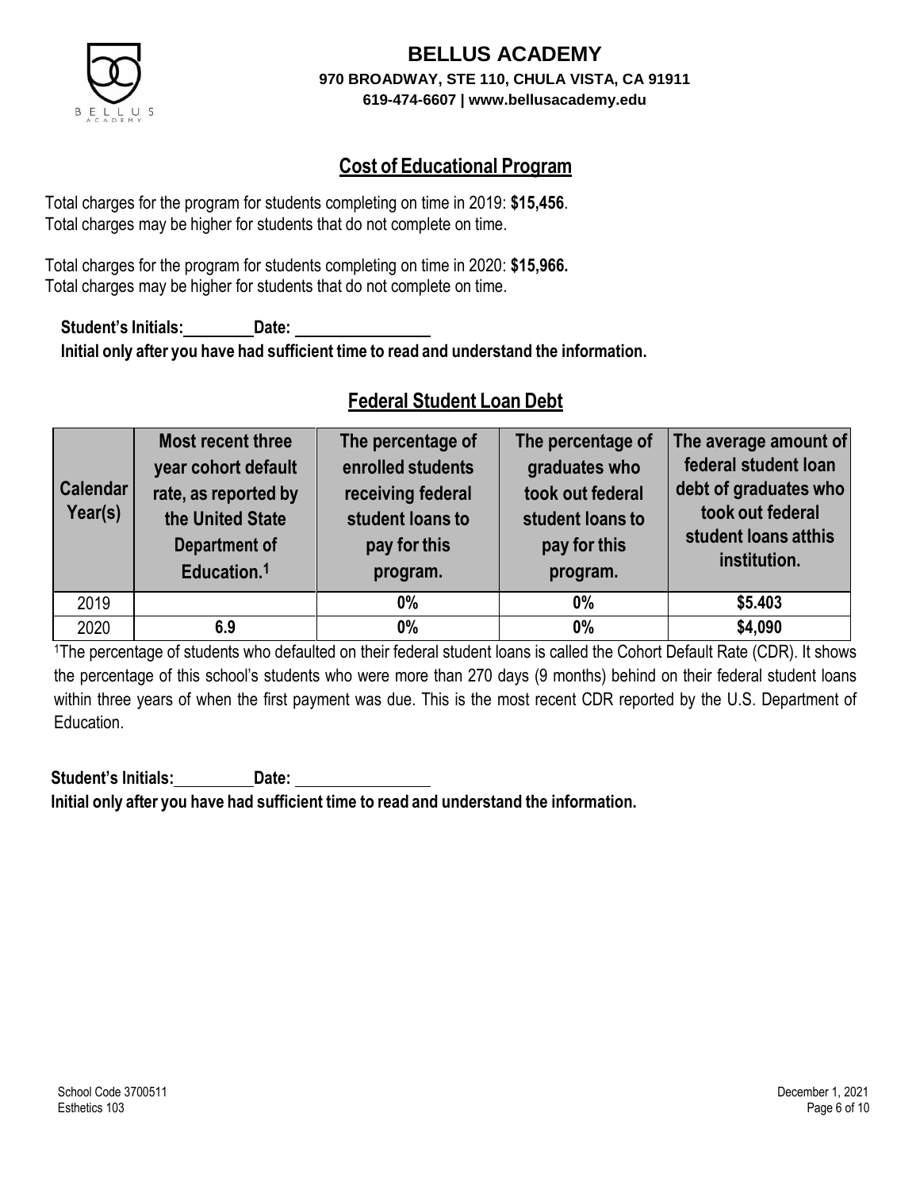# BELLUS ACADEMY

**970 BROADWAY, STE 110, CHULA VISTA, CA 91911**
**619-474-6607 | www.bellusacademy.edu**

## Cost of Educational Program

Total charges for the program for students completing on time in 2019: **$15,456**.
Total charges may be higher for students that do not complete on time.

Total charges for the program for students completing on time in 2020: **$15,966.**
Total charges may be higher for students that do not complete on time.

**Student's Initials:\_\_\_\_\_\_\_\_ Date: \_\_\_\_\_\_\_\_\_\_\_\_\_\_\_\_**
**Initial only after you have had sufficient time to read and understand the information.**

## Federal Student Loan Debt

| Calendar Year(s) | Most recent three year cohort default rate, as reported by the United State Department of Education.[1] | The percentage of enrolled students receiving federal student loans to pay for this program. | The percentage of graduates who took out federal student loans to pay for this program. | The average amount of federal student loan debt of graduates who took out federal student loans atthis institution. |
|---|---|---|---|---|
| 2019 | | **0%** | **0%** | **$5.403** |
| 2020 | **6.9** | **0%** | **0%** | **$4,090** |

[1]The percentage of students who defaulted on their federal student loans is called the Cohort Default Rate (CDR). It shows the percentage of this school's students who were more than 270 days (9 months) behind on their federal student loans within three years of when the first payment was due. This is the most recent CDR reported by the U.S. Department of Education.

**Student's Initials:\_\_\_\_\_\_\_\_ Date: \_\_\_\_\_\_\_\_\_\_\_\_\_\_\_\_**
**Initial only after you have had sufficient time to read and understand the information.**

School Code 3700511
Esthetics 103

December 1, 2021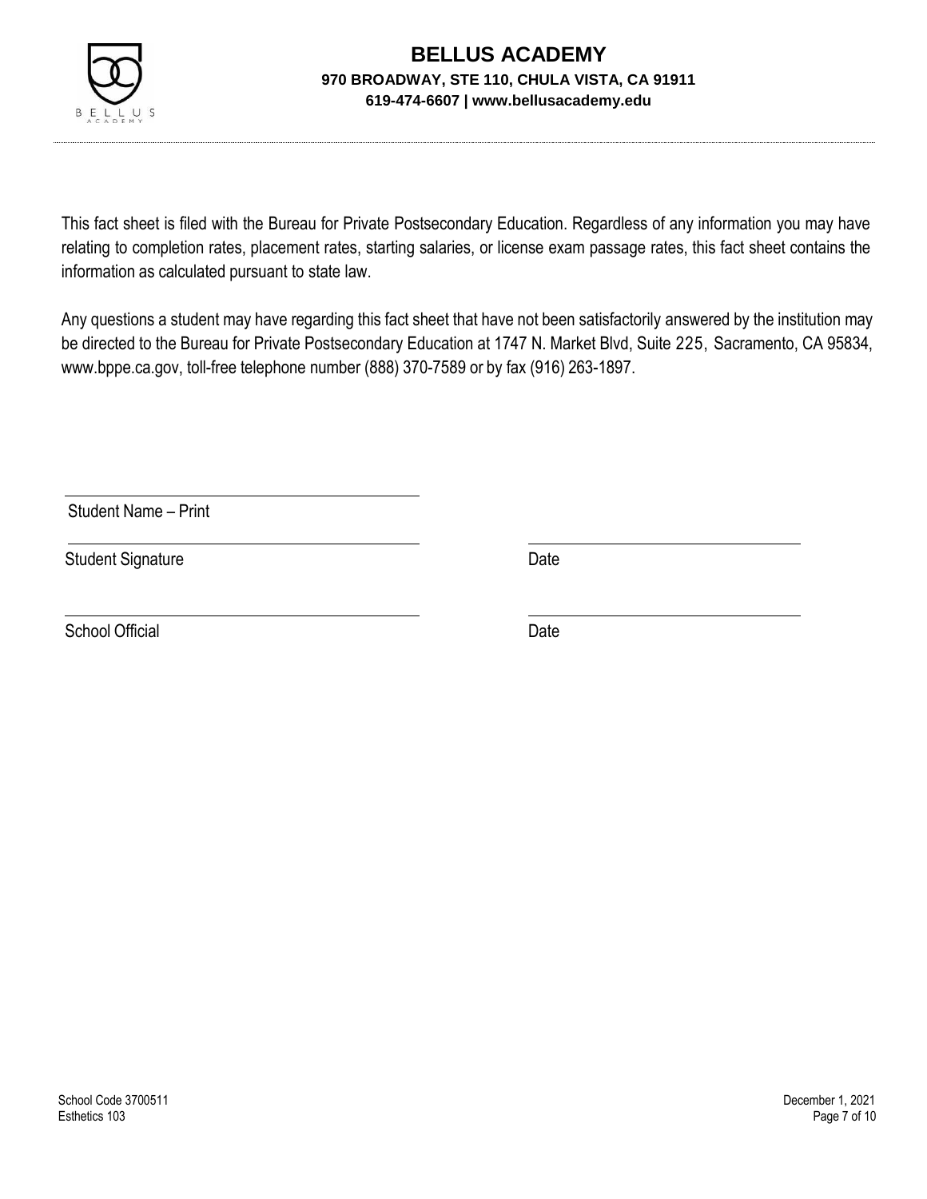This fact sheet is filed with the Bureau for Private Postsecondary Education. Regardless of any information you may have relating to completion rates, placement rates, starting salaries, or license exam passage rates, this fact sheet contains the information as calculated pursuant to state law.

Any questions a student may have regarding this fact sheet that have not been satisfactorily answered by the institution may be directed to the Bureau for Private Postsecondary Education at 1747 N. Market Blvd, Suite 225, Sacramento, CA 95834, www.bppe.ca.gov, toll-free telephone number (888) 370-7589 or by fax (916) 263-1897.

Student Name – Print

Student Signature — Date

School Official — Date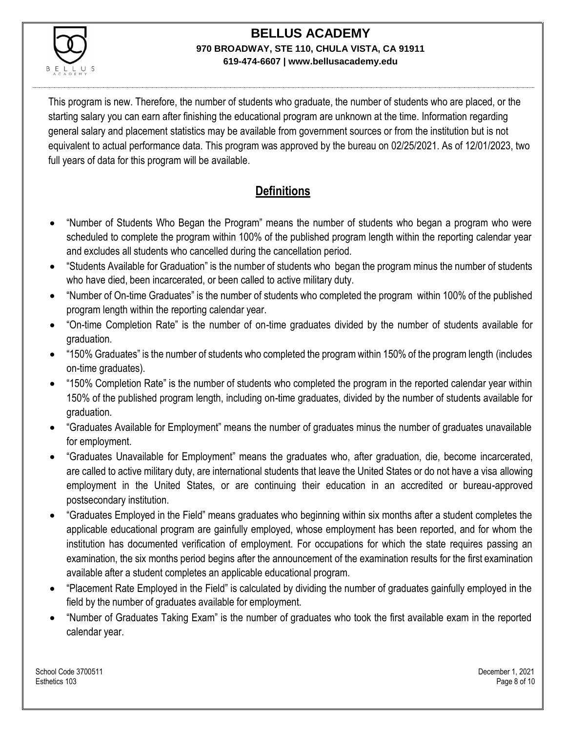This program is new. Therefore, the number of students who graduate, the number of students who are placed, or the starting salary you can earn after finishing the educational program are unknown at the time. Information regarding general salary and placement statistics may be available from government sources or from the institution but is not equivalent to actual performance data. This program was approved by the bureau on 02/25/2021. As of 12/01/2023, two full years of data for this program will be available.

## Definitions

- "Number of Students Who Began the Program" means the number of students who began a program who were scheduled to complete the program within 100% of the published program length within the reporting calendar year and excludes all students who cancelled during the cancellation period.
- "Students Available for Graduation" is the number of students who began the program minus the number of students who have died, been incarcerated, or been called to active military duty.
- "Number of On-time Graduates" is the number of students who completed the program within 100% of the published program length within the reporting calendar year.
- "On-time Completion Rate" is the number of on-time graduates divided by the number of students available for graduation.
- "150% Graduates" is the number of students who completed the program within 150% of the program length (includes on-time graduates).
- "150% Completion Rate" is the number of students who completed the program in the reported calendar year within 150% of the published program length, including on-time graduates, divided by the number of students available for graduation.
- "Graduates Available for Employment" means the number of graduates minus the number of graduates unavailable for employment.
- "Graduates Unavailable for Employment" means the graduates who, after graduation, die, become incarcerated, are called to active military duty, are international students that leave the United States or do not have a visa allowing employment in the United States, or are continuing their education in an accredited or bureau-approved postsecondary institution.
- "Graduates Employed in the Field" means graduates who beginning within six months after a student completes the applicable educational program are gainfully employed, whose employment has been reported, and for whom the institution has documented verification of employment. For occupations for which the state requires passing an examination, the six months period begins after the announcement of the examination results for the first examination available after a student completes an applicable educational program.
- "Placement Rate Employed in the Field" is calculated by dividing the number of graduates gainfully employed in the field by the number of graduates available for employment.
- "Number of Graduates Taking Exam" is the number of graduates who took the first available exam in the reported calendar year.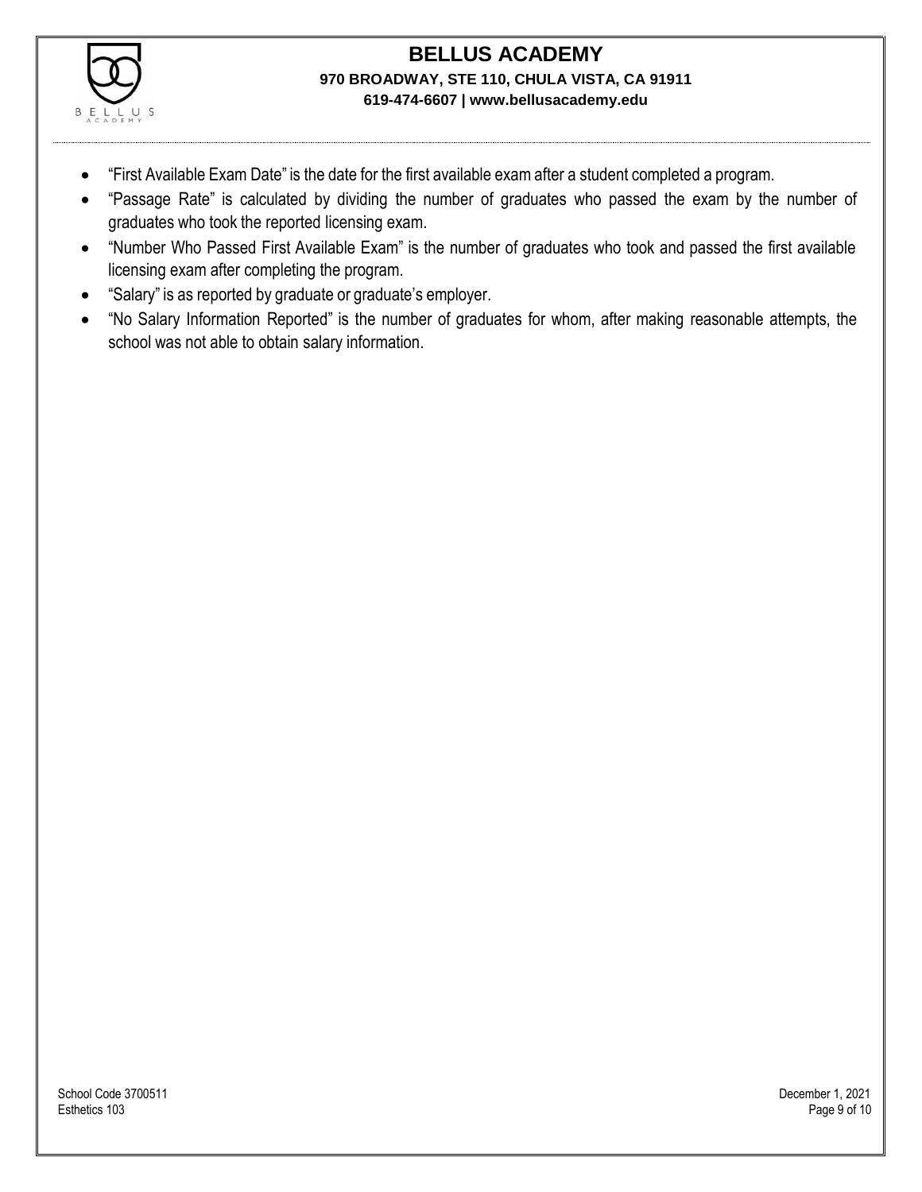- "First Available Exam Date" is the date for the first available exam after a student completed a program.
- "Passage Rate" is calculated by dividing the number of graduates who passed the exam by the number of graduates who took the reported licensing exam.
- "Number Who Passed First Available Exam" is the number of graduates who took and passed the first available licensing exam after completing the program.
- "Salary" is as reported by graduate or graduate's employer.
- "No Salary Information Reported" is the number of graduates for whom, after making reasonable attempts, the school was not able to obtain salary information.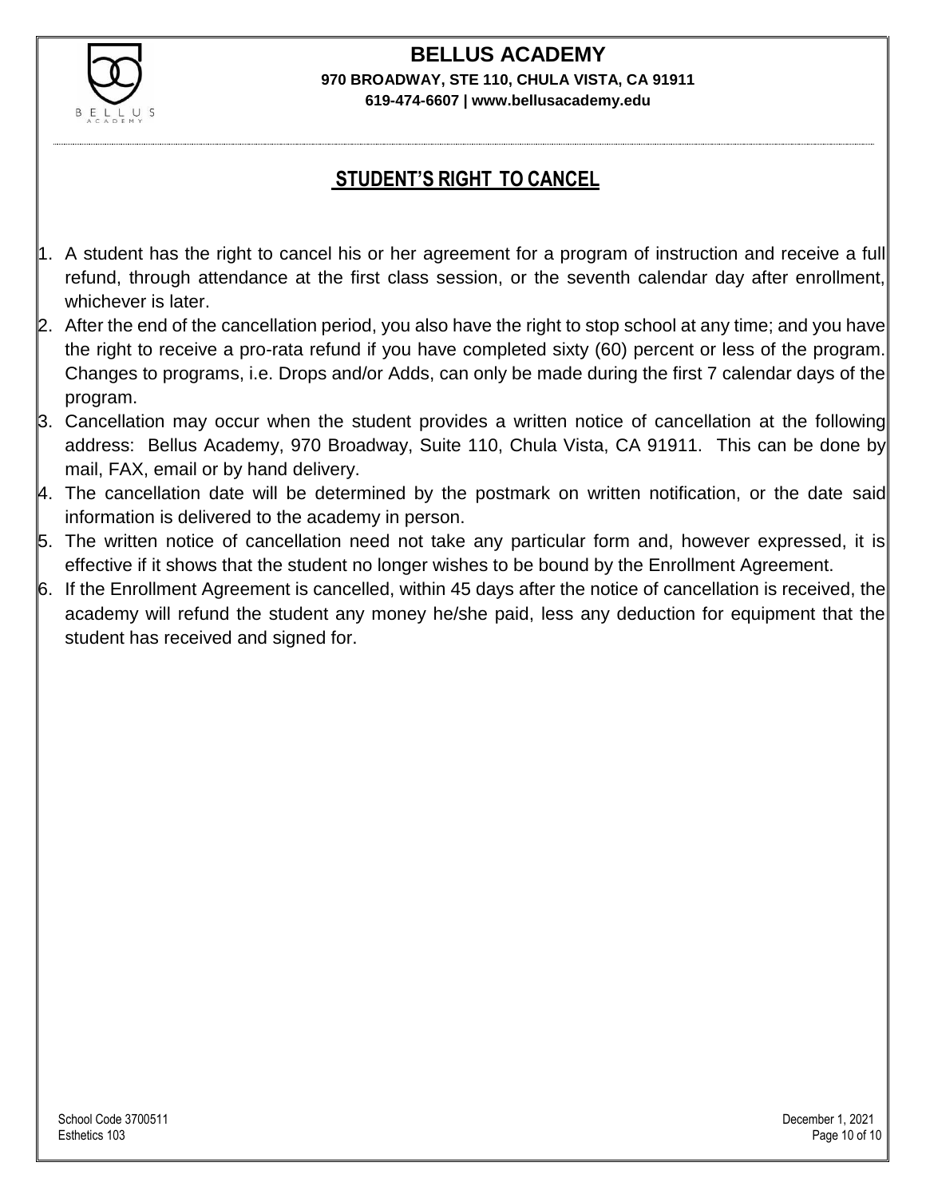# STUDENT'S RIGHT TO CANCEL

1. A student has the right to cancel his or her agreement for a program of instruction and receive a full refund, through attendance at the first class session, or the seventh calendar day after enrollment, whichever is later.
2. After the end of the cancellation period, you also have the right to stop school at any time; and you have the right to receive a pro-rata refund if you have completed sixty (60) percent or less of the program. Changes to programs, i.e. Drops and/or Adds, can only be made during the first 7 calendar days of the program.
3. Cancellation may occur when the student provides a written notice of cancellation at the following address: Bellus Academy, 970 Broadway, Suite 110, Chula Vista, CA 91911. This can be done by mail, FAX, email or by hand delivery.
4. The cancellation date will be determined by the postmark on written notification, or the date said information is delivered to the academy in person.
5. The written notice of cancellation need not take any particular form and, however expressed, it is effective if it shows that the student no longer wishes to be bound by the Enrollment Agreement.
6. If the Enrollment Agreement is cancelled, within 45 days after the notice of cancellation is received, the academy will refund the student any money he/she paid, less any deduction for equipment that the student has received and signed for.